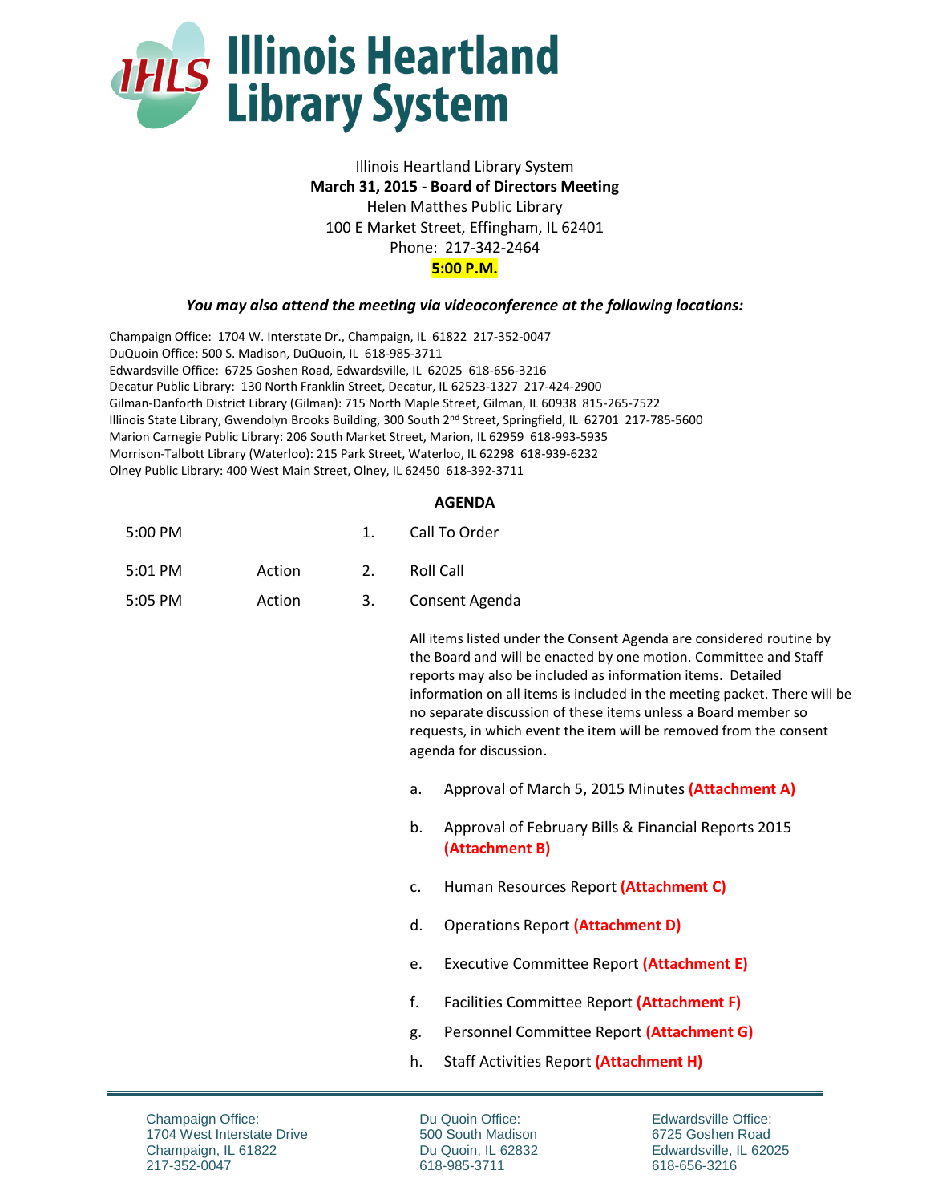# Illinois Heartland Library System

Illinois Heartland Library System
**March 31, 2015 - Board of Directors Meeting**
Helen Matthes Public Library
100 E Market Street, Effingham, IL 62401
Phone: 217-342-2464
**5:00 P.M.**

***You may also attend the meeting via videoconference at the following locations:***

Champaign Office: 1704 W. Interstate Dr., Champaign, IL 61822 217-352-0047
DuQuoin Office: 500 S. Madison, DuQuoin, IL 618-985-3711
Edwardsville Office: 6725 Goshen Road, Edwardsville, IL 62025 618-656-3216
Decatur Public Library: 130 North Franklin Street, Decatur, IL 62523-1327 217-424-2900
Gilman-Danforth District Library (Gilman): 715 North Maple Street, Gilman, IL 60938 815-265-7522
Illinois State Library, Gwendolyn Brooks Building, 300 South 2nd Street, Springfield, IL 62701 217-785-5600
Marion Carnegie Public Library: 206 South Market Street, Marion, IL 62959 618-993-5935
Morrison-Talbott Library (Waterloo): 215 Park Street, Waterloo, IL 62298 618-939-6232
Olney Public Library: 400 West Main Street, Olney, IL 62450 618-392-3711

**AGENDA**

| | | | |
|---|---|---|---|
| 5:00 PM | | 1. | Call To Order |
| 5:01 PM | Action | 2. | Roll Call |
| 5:05 PM | Action | 3. | Consent Agenda |

All items listed under the Consent Agenda are considered routine by the Board and will be enacted by one motion. Committee and Staff reports may also be included as information items. Detailed information on all items is included in the meeting packet. There will be no separate discussion of these items unless a Board member so requests, in which event the item will be removed from the consent agenda for discussion.

a. Approval of March 5, 2015 Minutes **(Attachment A)**

b. Approval of February Bills & Financial Reports 2015 **(Attachment B)**

c. Human Resources Report **(Attachment C)**

d. Operations Report **(Attachment D)**

e. Executive Committee Report **(Attachment E)**

f. Facilities Committee Report **(Attachment F)**

g. Personnel Committee Report **(Attachment G)**

h. Staff Activities Report **(Attachment H)**

Champaign Office:
1704 West Interstate Drive
Champaign, IL 61822
217-352-0047

Du Quoin Office:
500 South Madison
Du Quoin, IL 62832
618-985-3711

Edwardsville Office:
6725 Goshen Road
Edwardsville, IL 62025
618-656-3216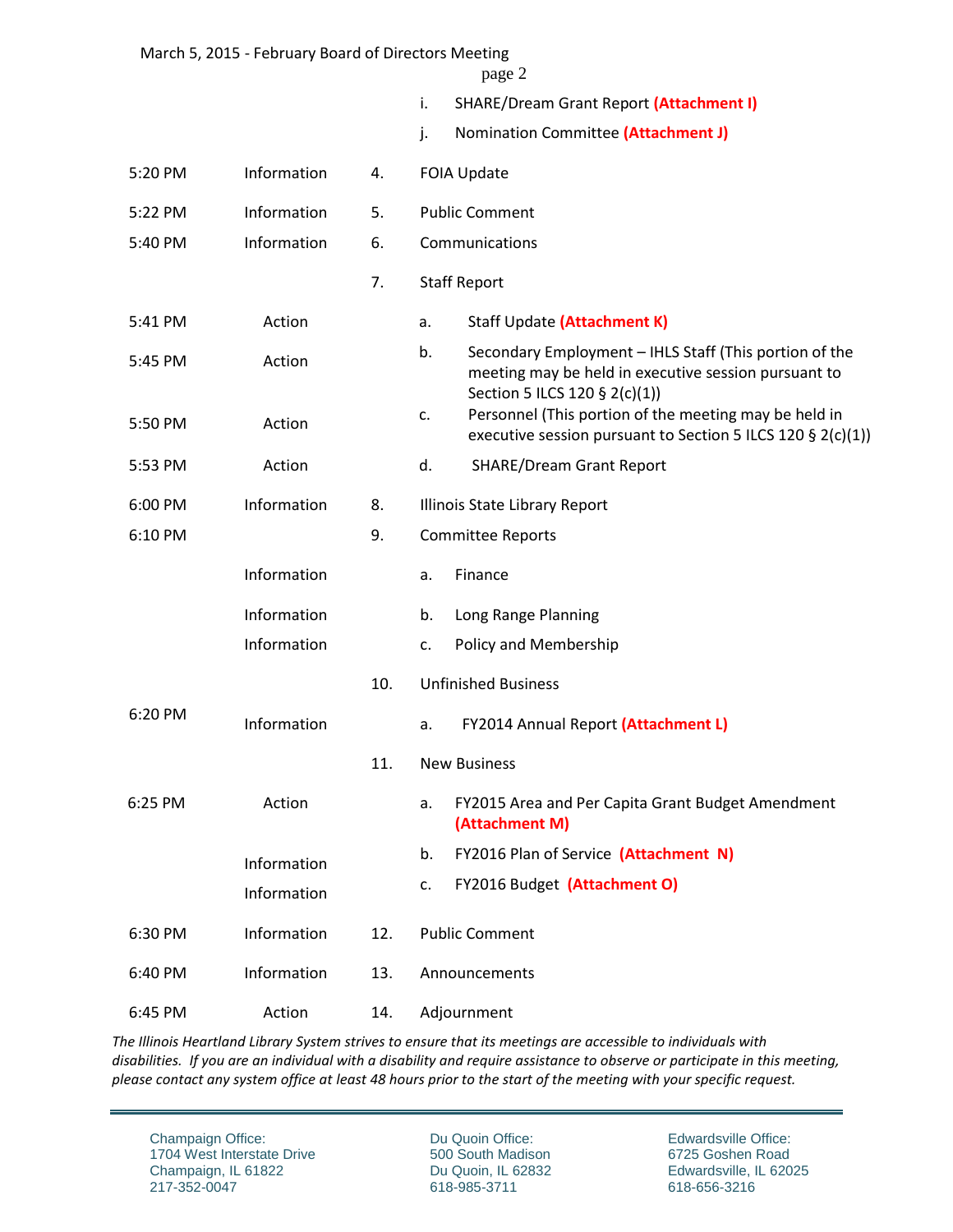| | | | |
|---|---|---|---|
| | | | i. SHARE/Dream Grant Report **(Attachment I)** |
| | | | j. Nomination Committee **(Attachment J)** |
| 5:20 PM | Information | 4. | FOIA Update |
| 5:22 PM | Information | 5. | Public Comment |
| 5:40 PM | Information | 6. | Communications |
| | | 7. | Staff Report |
| 5:41 PM | Action | | a. Staff Update **(Attachment K)** |
| 5:45 PM | Action | | b. Secondary Employment – IHLS Staff (This portion of the meeting may be held in executive session pursuant to Section 5 ILCS 120 § 2(c)(1)) |
| 5:50 PM | Action | | c. Personnel (This portion of the meeting may be held in executive session pursuant to Section 5 ILCS 120 § 2(c)(1)) |
| 5:53 PM | Action | | d. SHARE/Dream Grant Report |
| 6:00 PM | Information | 8. | Illinois State Library Report |
| 6:10 PM | | 9. | Committee Reports |
| | Information | | a. Finance |
| | Information | | b. Long Range Planning |
| | Information | | c. Policy and Membership |
| | | 10. | Unfinished Business |
| 6:20 PM | Information | | a. FY2014 Annual Report **(Attachment L)** |
| | | 11. | New Business |
| 6:25 PM | Action | | a. FY2015 Area and Per Capita Grant Budget Amendment **(Attachment M)** |
| | Information | | b. FY2016 Plan of Service **(Attachment N)** |
| | Information | | c. FY2016 Budget **(Attachment O)** |
| 6:30 PM | Information | 12. | Public Comment |
| 6:40 PM | Information | 13. | Announcements |
| 6:45 PM | Action | 14. | Adjournment |

*The Illinois Heartland Library System strives to ensure that its meetings are accessible to individuals with disabilities. If you are an individual with a disability and require assistance to observe or participate in this meeting, please contact any system office at least 48 hours prior to the start of the meeting with your specific request.*

Champaign Office:
1704 West Interstate Drive
Champaign, IL 61822
217-352-0047

Du Quoin Office:
500 South Madison
Du Quoin, IL 62832
618-985-3711

Edwardsville Office:
6725 Goshen Road
Edwardsville, IL 62025
618-656-3216